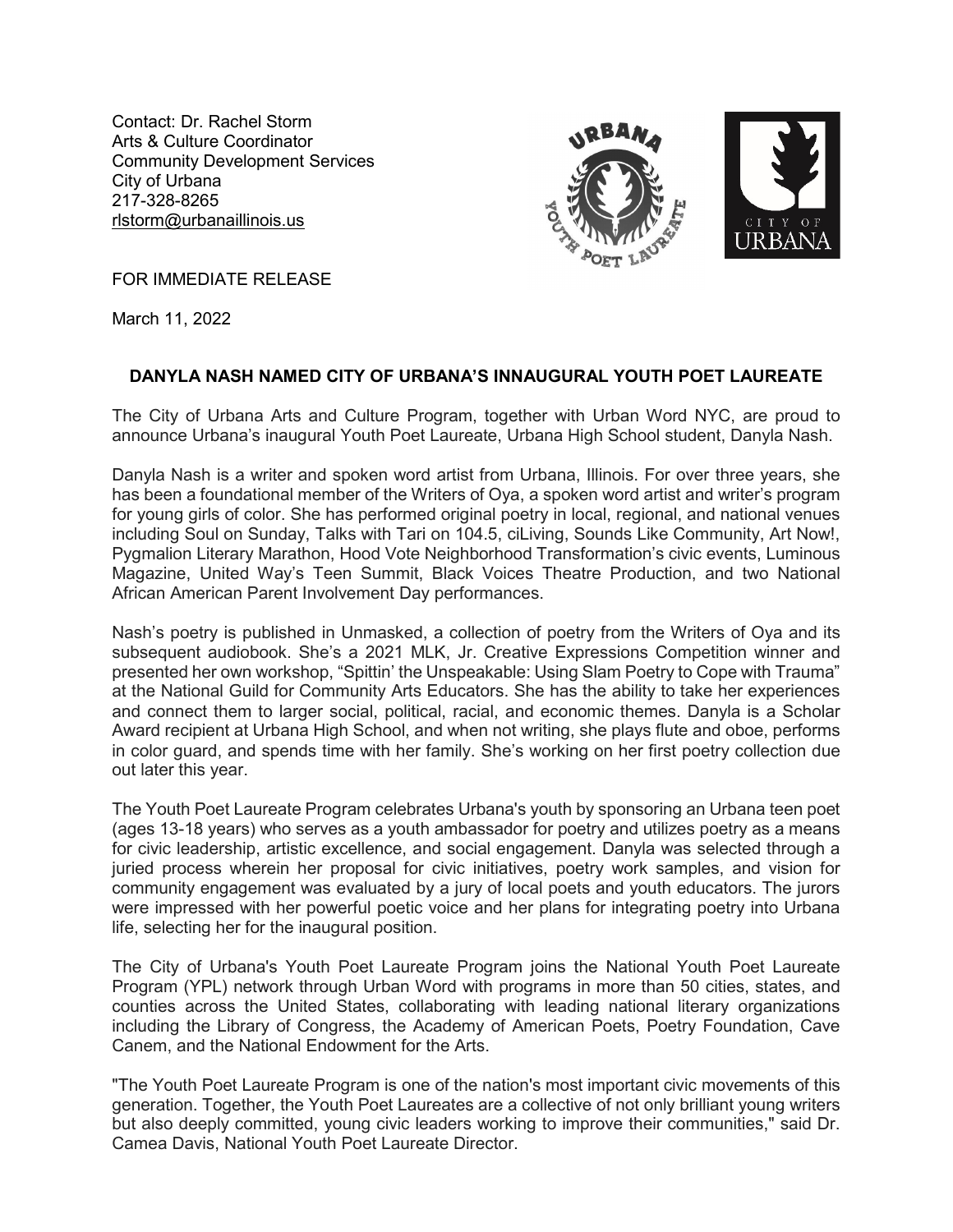Contact: Dr. Rachel Storm
Arts & Culture Coordinator
Community Development Services
City of Urbana
217-328-8265
rlstorm@urbanaillinois.us

FOR IMMEDIATE RELEASE

March 11, 2022

## DANYLA NASH NAMED CITY OF URBANA'S INNAUGURAL YOUTH POET LAUREATE

The City of Urbana Arts and Culture Program, together with Urban Word NYC, are proud to announce Urbana's inaugural Youth Poet Laureate, Urbana High School student, Danyla Nash.

Danyla Nash is a writer and spoken word artist from Urbana, Illinois. For over three years, she has been a foundational member of the Writers of Oya, a spoken word artist and writer's program for young girls of color. She has performed original poetry in local, regional, and national venues including Soul on Sunday, Talks with Tari on 104.5, ciLiving, Sounds Like Community, Art Now!, Pygmalion Literary Marathon, Hood Vote Neighborhood Transformation's civic events, Luminous Magazine, United Way's Teen Summit, Black Voices Theatre Production, and two National African American Parent Involvement Day performances.

Nash's poetry is published in Unmasked, a collection of poetry from the Writers of Oya and its subsequent audiobook. She's a 2021 MLK, Jr. Creative Expressions Competition winner and presented her own workshop, "Spittin' the Unspeakable: Using Slam Poetry to Cope with Trauma" at the National Guild for Community Arts Educators. She has the ability to take her experiences and connect them to larger social, political, racial, and economic themes. Danyla is a Scholar Award recipient at Urbana High School, and when not writing, she plays flute and oboe, performs in color guard, and spends time with her family. She's working on her first poetry collection due out later this year.

The Youth Poet Laureate Program celebrates Urbana's youth by sponsoring an Urbana teen poet (ages 13-18 years) who serves as a youth ambassador for poetry and utilizes poetry as a means for civic leadership, artistic excellence, and social engagement. Danyla was selected through a juried process wherein her proposal for civic initiatives, poetry work samples, and vision for community engagement was evaluated by a jury of local poets and youth educators. The jurors were impressed with her powerful poetic voice and her plans for integrating poetry into Urbana life, selecting her for the inaugural position.

The City of Urbana's Youth Poet Laureate Program joins the National Youth Poet Laureate Program (YPL) network through Urban Word with programs in more than 50 cities, states, and counties across the United States, collaborating with leading national literary organizations including the Library of Congress, the Academy of American Poets, Poetry Foundation, Cave Canem, and the National Endowment for the Arts.

"The Youth Poet Laureate Program is one of the nation's most important civic movements of this generation. Together, the Youth Poet Laureates are a collective of not only brilliant young writers but also deeply committed, young civic leaders working to improve their communities," said Dr. Camea Davis, National Youth Poet Laureate Director.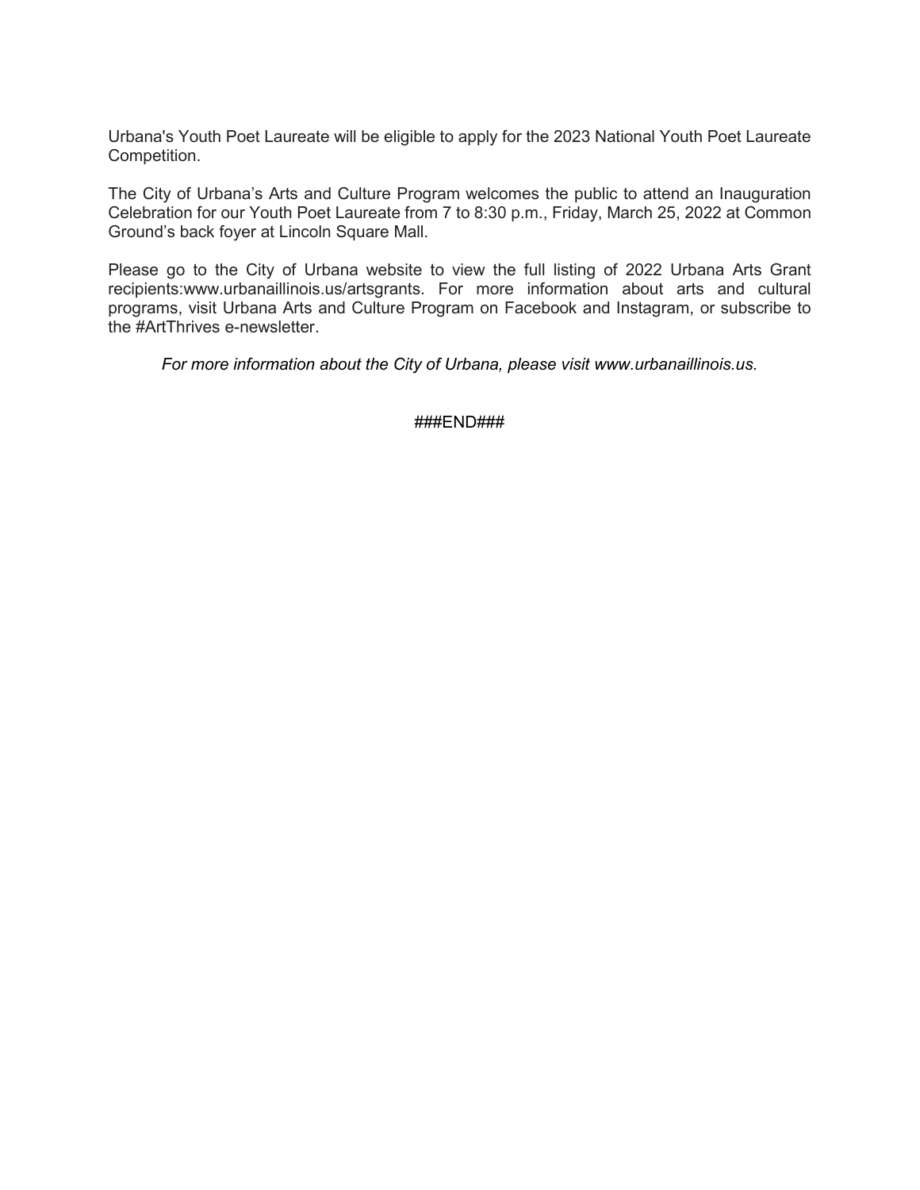Urbana's Youth Poet Laureate will be eligible to apply for the 2023 National Youth Poet Laureate Competition.

The City of Urbana's Arts and Culture Program welcomes the public to attend an Inauguration Celebration for our Youth Poet Laureate from 7 to 8:30 p.m., Friday, March 25, 2022 at Common Ground's back foyer at Lincoln Square Mall.

Please go to the City of Urbana website to view the full listing of 2022 Urbana Arts Grant recipients:www.urbanaillinois.us/artsgrants. For more information about arts and cultural programs, visit Urbana Arts and Culture Program on Facebook and Instagram, or subscribe to the #ArtThrives e-newsletter.

*For more information about the City of Urbana, please visit www.urbanaillinois.us.*

###END###